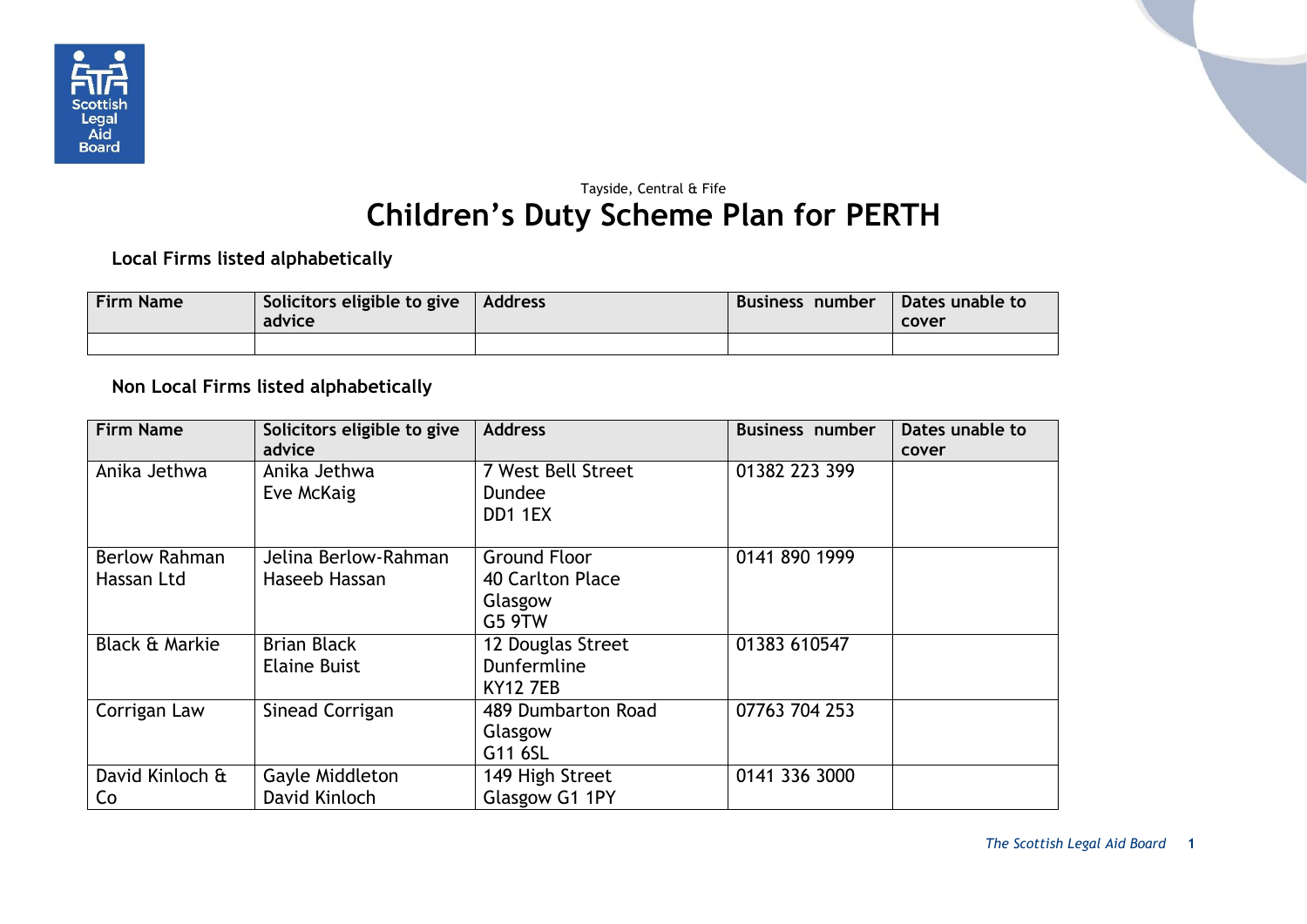Tayside, Central & Fife

# Children's Duty Scheme Plan for PERTH

**Local Firms listed alphabetically**

| Firm Name | Solicitors eligible to give advice | Address | Business number | Dates unable to cover |
|---|---|---|---|---|
| | | | | |

**Non Local Firms listed alphabetically**

| Firm Name | Solicitors eligible to give advice | Address | Business number | Dates unable to cover |
|---|---|---|---|---|
| Anika Jethwa | Anika Jethwa<br>Eve McKaig | 7 West Bell Street<br>Dundee<br>DD1 1EX | 01382 223 399 | |
| Berlow Rahman Hassan Ltd | Jelina Berlow-Rahman<br>Haseeb Hassan | Ground Floor<br>40 Carlton Place<br>Glasgow<br>G5 9TW | 0141 890 1999 | |
| Black & Markie | Brian Black<br>Elaine Buist | 12 Douglas Street<br>Dunfermline<br>KY12 7EB | 01383 610547 | |
| Corrigan Law | Sinead Corrigan | 489 Dumbarton Road<br>Glasgow<br>G11 6SL | 07763 704 253 | |
| David Kinloch & Co | Gayle Middleton<br>David Kinloch | 149 High Street<br>Glasgow G1 1PY | 0141 336 3000 | |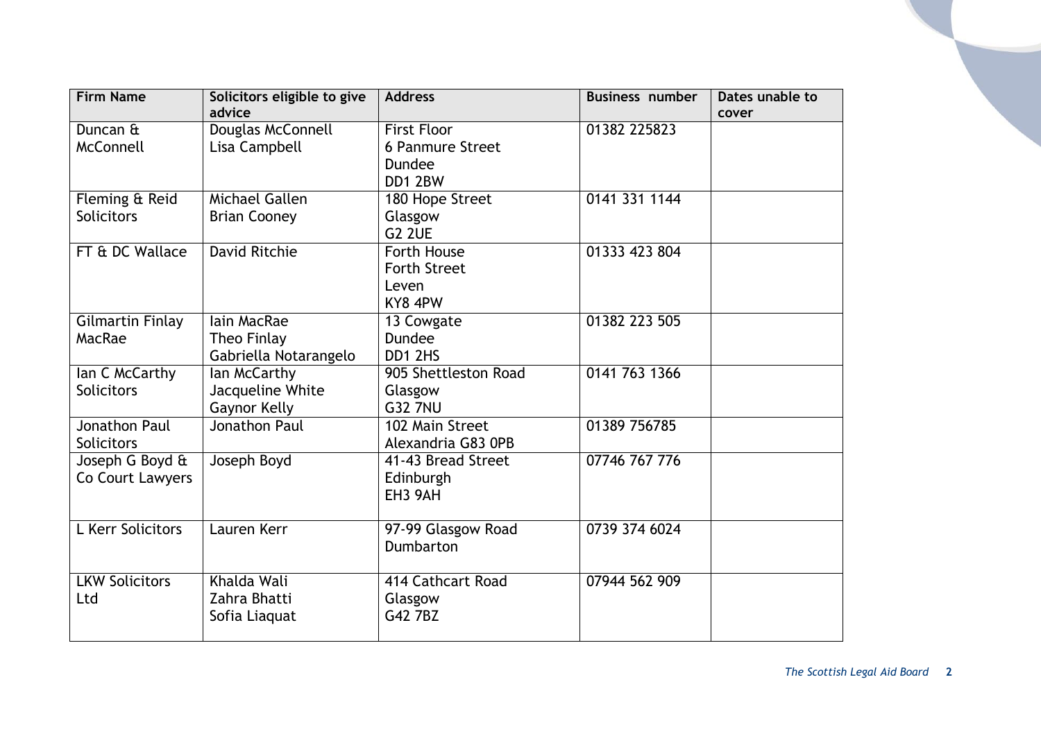| Firm Name | Solicitors eligible to give advice | Address | Business number | Dates unable to cover |
|---|---|---|---|---|
| Duncan & McConnell | Douglas McConnell<br>Lisa Campbell | First Floor<br>6 Panmure Street<br>Dundee<br>DD1 2BW | 01382 225823 | |
| Fleming & Reid Solicitors | Michael Gallen<br>Brian Cooney | 180 Hope Street<br>Glasgow<br>G2 2UE | 0141 331 1144 | |
| FT & DC Wallace | David Ritchie | Forth House<br>Forth Street<br>Leven<br>KY8 4PW | 01333 423 804 | |
| Gilmartin Finlay MacRae | Iain MacRae<br>Theo Finlay<br>Gabriella Notarangelo | 13 Cowgate<br>Dundee<br>DD1 2HS | 01382 223 505 | |
| Ian C McCarthy Solicitors | Ian McCarthy<br>Jacqueline White<br>Gaynor Kelly | 905 Shettleston Road<br>Glasgow<br>G32 7NU | 0141 763 1366 | |
| Jonathon Paul Solicitors | Jonathon Paul | 102 Main Street<br>Alexandria G83 0PB | 01389 756785 | |
| Joseph G Boyd & Co Court Lawyers | Joseph Boyd | 41-43 Bread Street<br>Edinburgh<br>EH3 9AH | 07746 767 776 | |
| L Kerr Solicitors | Lauren Kerr | 97-99 Glasgow Road<br>Dumbarton | 0739 374 6024 | |
| LKW Solicitors Ltd | Khalda Wali<br>Zahra Bhatti<br>Sofia Liaquat | 414 Cathcart Road<br>Glasgow<br>G42 7BZ | 07944 562 909 | |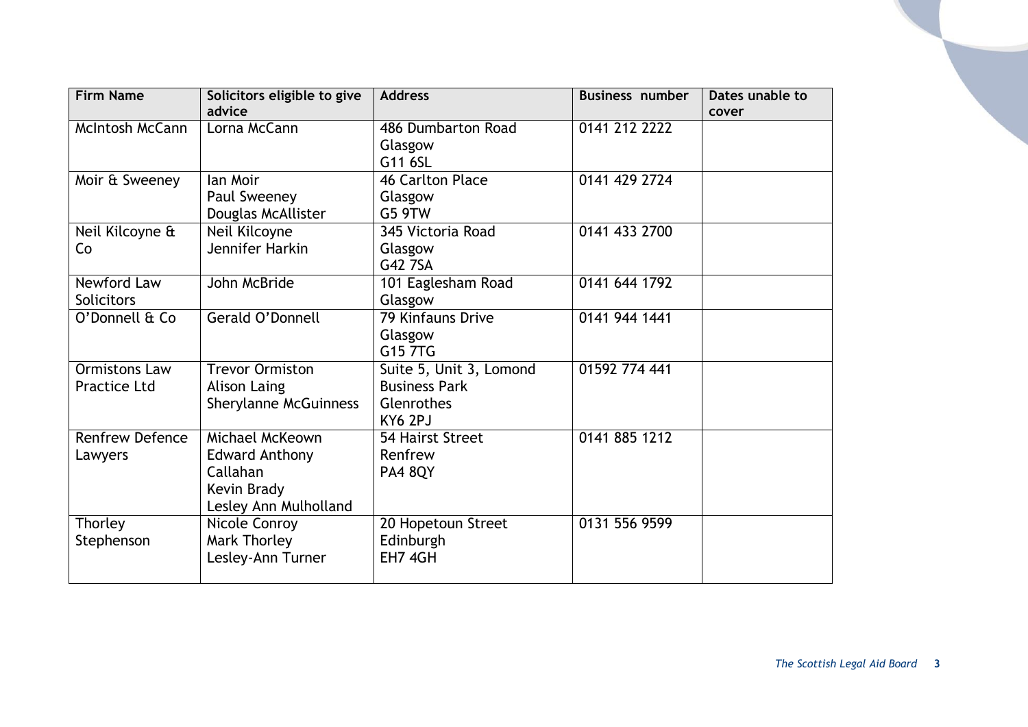| Firm Name | Solicitors eligible to give advice | Address | Business number | Dates unable to cover |
|---|---|---|---|---|
| McIntosh McCann | Lorna McCann | 486 Dumbarton Road<br>Glasgow<br>G11 6SL | 0141 212 2222 | |
| Moir & Sweeney | Ian Moir<br>Paul Sweeney<br>Douglas McAllister | 46 Carlton Place<br>Glasgow<br>G5 9TW | 0141 429 2724 | |
| Neil Kilcoyne & Co | Neil Kilcoyne<br>Jennifer Harkin | 345 Victoria Road<br>Glasgow<br>G42 7SA | 0141 433 2700 | |
| Newford Law Solicitors | John McBride | 101 Eaglesham Road<br>Glasgow | 0141 644 1792 | |
| O'Donnell & Co | Gerald O'Donnell | 79 Kinfauns Drive<br>Glasgow<br>G15 7TG | 0141 944 1441 | |
| Ormistons Law Practice Ltd | Trevor Ormiston<br>Alison Laing<br>Sherylanne McGuinness | Suite 5, Unit 3, Lomond Business Park<br>Glenrothes<br>KY6 2PJ | 01592 774 441 | |
| Renfrew Defence Lawyers | Michael McKeown<br>Edward Anthony Callahan<br>Kevin Brady<br>Lesley Ann Mulholland | 54 Hairst Street<br>Renfrew<br>PA4 8QY | 0141 885 1212 | |
| Thorley Stephenson | Nicole Conroy<br>Mark Thorley<br>Lesley-Ann Turner | 20 Hopetoun Street<br>Edinburgh<br>EH7 4GH | 0131 556 9599 | |